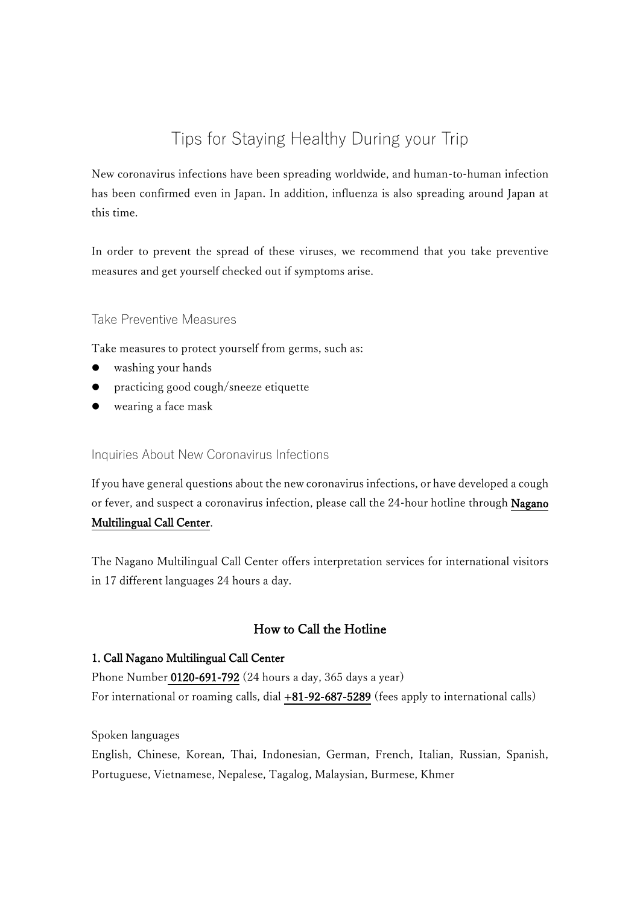# Tips for Staying Healthy During your Trip

New coronavirus infections have been spreading worldwide, and human-to-human infection has been confirmed even in Japan. In addition, influenza is also spreading around Japan at this time.

In order to prevent the spread of these viruses, we recommend that you take preventive measures and get yourself checked out if symptoms arise.

## Take Preventive Measures

Take measures to protect yourself from germs, such as:

- washing your hands
- practicing good cough/sneeze etiquette
- wearing a face mask

## Inquiries About New Coronavirus Infections

If you have general questions about the new coronavirus infections, or have developed a cough or fever, and suspect a coronavirus infection, please call the 24-hour hotline through Nagano Multilingual Call Center.

The Nagano Multilingual Call Center offers interpretation services for international visitors in 17 different languages 24 hours a day.

### How to Call the Hotline

**1. Call Nagano Multilingual Call Center**

Phone Number 0120-691-792 (24 hours a day, 365 days a year)
For international or roaming calls, dial +81-92-687-5289 (fees apply to international calls)

Spoken languages
English, Chinese, Korean, Thai, Indonesian, German, French, Italian, Russian, Spanish, Portuguese, Vietnamese, Nepalese, Tagalog, Malaysian, Burmese, Khmer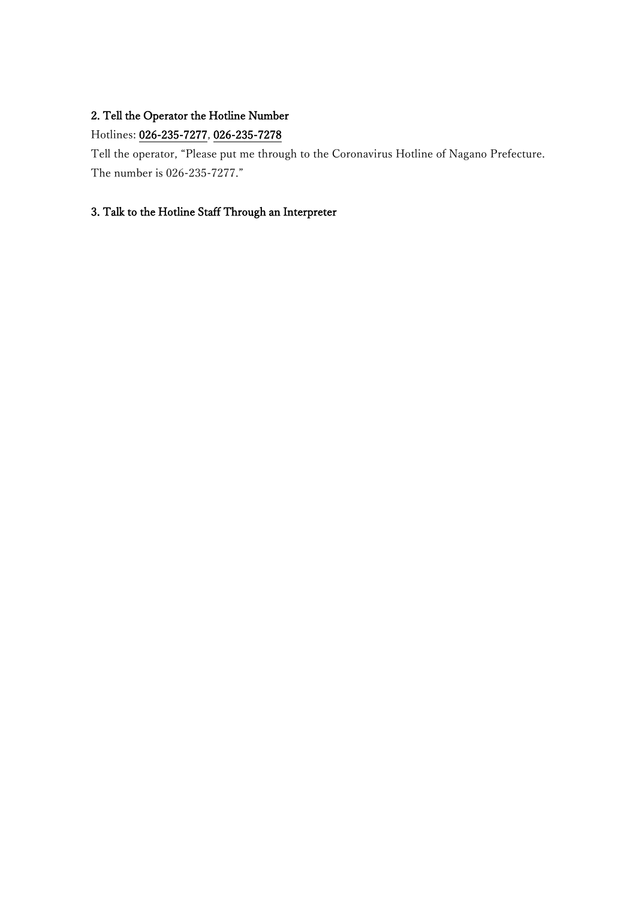### 2. Tell the Operator the Hotline Number

Hotlines: 026-235-7277, 026-235-7278

Tell the operator, "Please put me through to the Coronavirus Hotline of Nagano Prefecture. The number is 026-235-7277."

### 3. Talk to the Hotline Staff Through an Interpreter